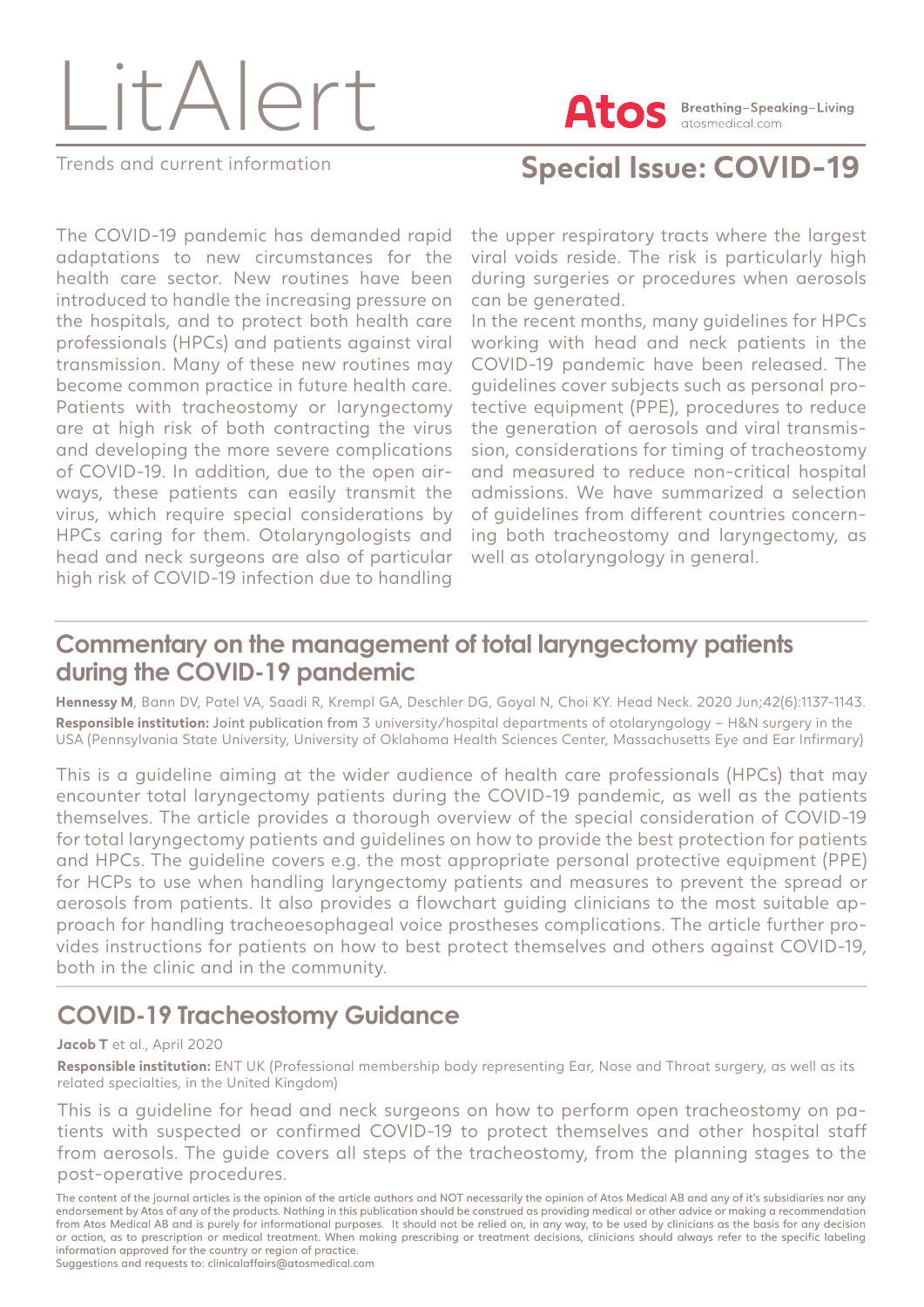# LitAlert

**Atos** Breathing–Speaking–Living
atosmedical.com

Trends and current information

## Special Issue: COVID-19

The COVID-19 pandemic has demanded rapid adaptations to new circumstances for the health care sector. New routines have been introduced to handle the increasing pressure on the hospitals, and to protect both health care professionals (HPCs) and patients against viral transmission. Many of these new routines may become common practice in future health care. Patients with tracheostomy or laryngectomy are at high risk of both contracting the virus and developing the more severe complications of COVID-19. In addition, due to the open airways, these patients can easily transmit the virus, which require special considerations by HPCs caring for them. Otolaryngologists and head and neck surgeons are also of particular high risk of COVID-19 infection due to handling the upper respiratory tracts where the largest viral voids reside. The risk is particularly high during surgeries or procedures when aerosols can be generated.

In the recent months, many guidelines for HPCs working with head and neck patients in the COVID-19 pandemic have been released. The guidelines cover subjects such as personal protective equipment (PPE), procedures to reduce the generation of aerosols and viral transmission, considerations for timing of tracheostomy and measured to reduce non-critical hospital admissions. We have summarized a selection of guidelines from different countries concerning both tracheostomy and laryngectomy, as well as otolaryngology in general.

## Commentary on the management of total laryngectomy patients during the COVID-19 pandemic

**Hennessy M**, Bann DV, Patel VA, Saadi R, Krempl GA, Deschler DG, Goyal N, Choi KY. Head Neck. 2020 Jun;42(6):1137-1143.

**Responsible institution:** Joint publication from 3 university/hospital departments of otolaryngology – H&N surgery in the USA (Pennsylvania State University, University of Oklahoma Health Sciences Center, Massachusetts Eye and Ear Infirmary)

This is a guideline aiming at the wider audience of health care professionals (HPCs) that may encounter total laryngectomy patients during the COVID-19 pandemic, as well as the patients themselves. The article provides a thorough overview of the special consideration of COVID-19 for total laryngectomy patients and guidelines on how to provide the best protection for patients and HPCs. The guideline covers e.g. the most appropriate personal protective equipment (PPE) for HCPs to use when handling laryngectomy patients and measures to prevent the spread or aerosols from patients. It also provides a flowchart guiding clinicians to the most suitable approach for handling tracheoesophageal voice prostheses complications. The article further provides instructions for patients on how to best protect themselves and others against COVID-19, both in the clinic and in the community.

## COVID-19 Tracheostomy Guidance

**Jacob T** et al., April 2020

**Responsible institution:** ENT UK (Professional membership body representing Ear, Nose and Throat surgery, as well as its related specialties, in the United Kingdom)

This is a guideline for head and neck surgeons on how to perform open tracheostomy on patients with suspected or confirmed COVID-19 to protect themselves and other hospital staff from aerosols. The guide covers all steps of the tracheostomy, from the planning stages to the post-operative procedures.

The content of the journal articles is the opinion of the article authors and NOT necessarily the opinion of Atos Medical AB and any of it's subsidiaries nor any endorsement by Atos of any of the products. Nothing in this publication should be construed as providing medical or other advice or making a recommendation from Atos Medical AB and is purely for informational purposes. It should not be relied on, in any way, to be used by clinicians as the basis for any decision or action, as to prescription or medical treatment. When making prescribing or treatment decisions, clinicians should always refer to the specific labeling information approved for the country or region of practice.
Suggestions and requests to: clinicalaffairs@atosmedical.com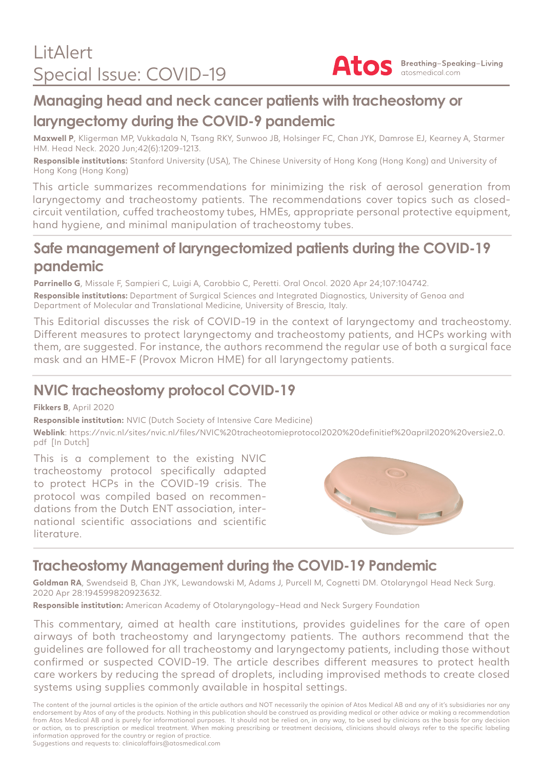# LitAlert
# Special Issue: COVID-19

Atos Breathing–Speaking–Living atosmedical.com

## Managing head and neck cancer patients with tracheostomy or laryngectomy during the COVID-9 pandemic

**Maxwell P**, Kligerman MP, Vukkadala N, Tsang RKY, Sunwoo JB, Holsinger FC, Chan JYK, Damrose EJ, Kearney A, Starmer HM. Head Neck. 2020 Jun;42(6):1209-1213.

**Responsible institutions:** Stanford University (USA), The Chinese University of Hong Kong (Hong Kong) and University of Hong Kong (Hong Kong)

This article summarizes recommendations for minimizing the risk of aerosol generation from laryngectomy and tracheostomy patients. The recommendations cover topics such as closed-circuit ventilation, cuffed tracheostomy tubes, HMEs, appropriate personal protective equipment, hand hygiene, and minimal manipulation of tracheostomy tubes.

## Safe management of laryngectomized patients during the COVID-19 pandemic

**Parrinello G**, Missale F, Sampieri C, Luigi A, Carobbio C, Peretti. Oral Oncol. 2020 Apr 24;107:104742.

**Responsible institutions:** Department of Surgical Sciences and Integrated Diagnostics, University of Genoa and Department of Molecular and Translational Medicine, University of Brescia, Italy.

This Editorial discusses the risk of COVID-19 in the context of laryngectomy and tracheostomy. Different measures to protect laryngectomy and tracheostomy patients, and HCPs working with them, are suggested. For instance, the authors recommend the regular use of both a surgical face mask and an HME-F (Provox Micron HME) for all laryngectomy patients.

## NVIC tracheostomy protocol COVID-19

**Fikkers B**, April 2020

**Responsible institution:** NVIC (Dutch Society of Intensive Care Medicine)

**Weblink**: https://nvic.nl/sites/nvic.nl/files/NVIC%20tracheotomieprotocol2020%20definitief%20april2020%20versie2_0.pdf [In Dutch]

This is a complement to the existing NVIC tracheostomy protocol specifically adapted to protect HCPs in the COVID-19 crisis. The protocol was compiled based on recommendations from the Dutch ENT association, international scientific associations and scientific literature.

## Tracheostomy Management during the COVID-19 Pandemic

**Goldman RA**, Swendseid B, Chan JYK, Lewandowski M, Adams J, Purcell M, Cognetti DM. Otolaryngol Head Neck Surg. 2020 Apr 28:194599820923632.

**Responsible institution:** American Academy of Otolaryngology–Head and Neck Surgery Foundation

This commentary, aimed at health care institutions, provides guidelines for the care of open airways of both tracheostomy and laryngectomy patients. The authors recommend that the guidelines are followed for all tracheostomy and laryngectomy patients, including those without confirmed or suspected COVID-19. The article describes different measures to protect health care workers by reducing the spread of droplets, including improvised methods to create closed systems using supplies commonly available in hospital settings.

The content of the journal articles is the opinion of the article authors and NOT necessarily the opinion of Atos Medical AB and any of it's subsidiaries nor any endorsement by Atos of any of the products. Nothing in this publication should be construed as providing medical or other advice or making a recommendation from Atos Medical AB and is purely for informational purposes. It should not be relied on, in any way, to be used by clinicians as the basis for any decision or action, as to prescription or medical treatment. When making prescribing or treatment decisions, clinicians should always refer to the specific labeling information approved for the country or region of practice.
Suggestions and requests to: clinicalaffairs@atosmedical.com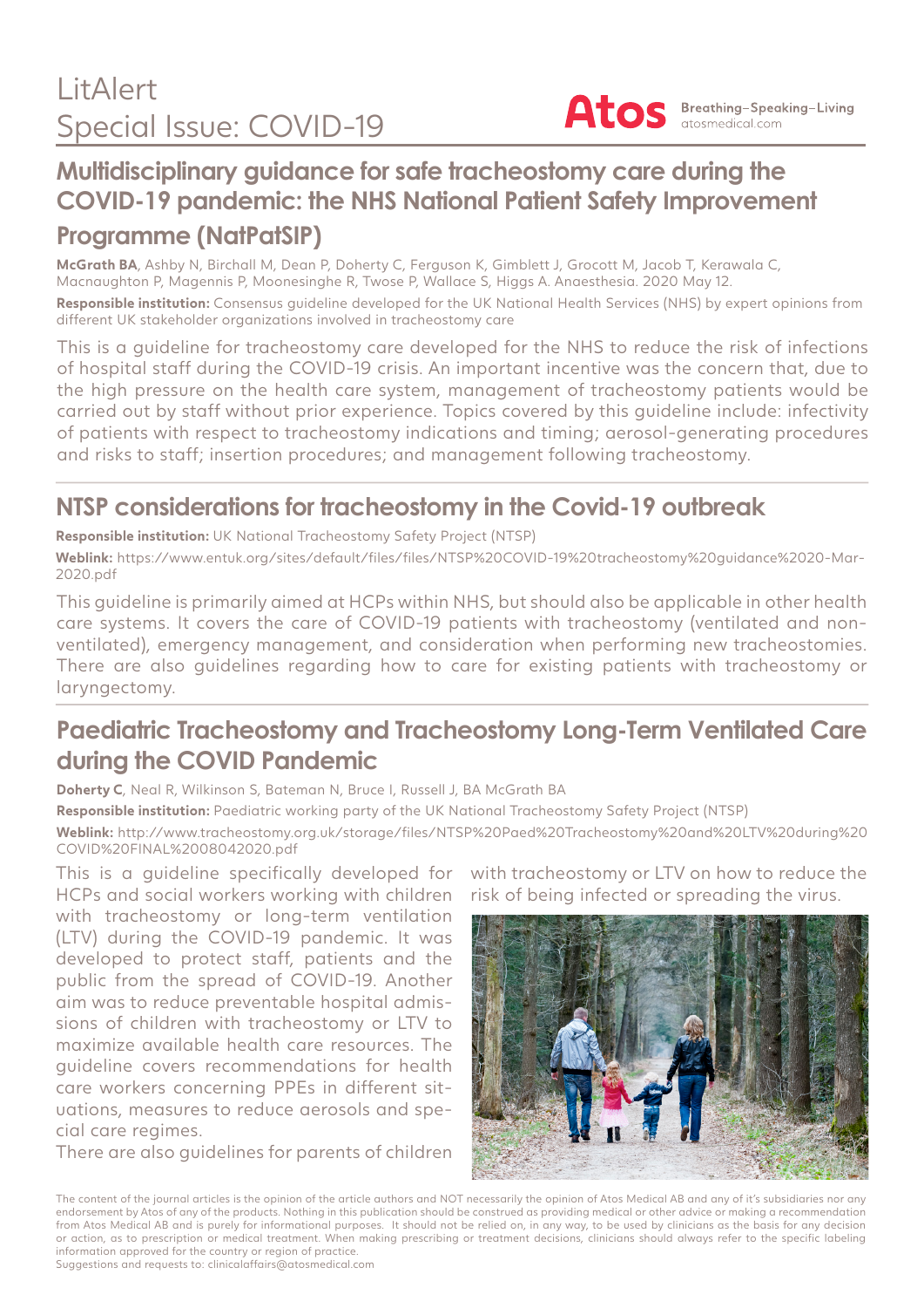# LitAlert
# Special Issue: COVID-19

## Multidisciplinary guidance for safe tracheostomy care during the COVID-19 pandemic: the NHS National Patient Safety Improvement Programme (NatPatSIP)

**McGrath BA**, Ashby N, Birchall M, Dean P, Doherty C, Ferguson K, Gimblett J, Grocott M, Jacob T, Kerawala C, Macnaughton P, Magennis P, Moonesinghe R, Twose P, Wallace S, Higgs A. Anaesthesia. 2020 May 12.

**Responsible institution:** Consensus guideline developed for the UK National Health Services (NHS) by expert opinions from different UK stakeholder organizations involved in tracheostomy care

This is a guideline for tracheostomy care developed for the NHS to reduce the risk of infections of hospital staff during the COVID-19 crisis. An important incentive was the concern that, due to the high pressure on the health care system, management of tracheostomy patients would be carried out by staff without prior experience. Topics covered by this guideline include: infectivity of patients with respect to tracheostomy indications and timing; aerosol-generating procedures and risks to staff; insertion procedures; and management following tracheostomy.

## NTSP considerations for tracheostomy in the Covid-19 outbreak

**Responsible institution:** UK National Tracheostomy Safety Project (NTSP)

**Weblink:** https://www.entuk.org/sites/default/files/files/NTSP%20COVID-19%20tracheostomy%20guidance%2020-Mar-2020.pdf

This guideline is primarily aimed at HCPs within NHS, but should also be applicable in other health care systems. It covers the care of COVID-19 patients with tracheostomy (ventilated and non-ventilated), emergency management, and consideration when performing new tracheostomies. There are also guidelines regarding how to care for existing patients with tracheostomy or laryngectomy.

## Paediatric Tracheostomy and Tracheostomy Long-Term Ventilated Care during the COVID Pandemic

**Doherty C**, Neal R, Wilkinson S, Bateman N, Bruce I, Russell J, BA McGrath BA

**Responsible institution:** Paediatric working party of the UK National Tracheostomy Safety Project (NTSP)

**Weblink:** http://www.tracheostomy.org.uk/storage/files/NTSP%20Paed%20Tracheostomy%20and%20LTV%20during%20COVID%20FINAL%2008042020.pdf

This is a guideline specifically developed for HCPs and social workers working with children with tracheostomy or long-term ventilation (LTV) during the COVID-19 pandemic. It was developed to protect staff, patients and the public from the spread of COVID-19. Another aim was to reduce preventable hospital admissions of children with tracheostomy or LTV to maximize available health care resources. The guideline covers recommendations for health care workers concerning PPEs in different situations, measures to reduce aerosols and special care regimes.

There are also guidelines for parents of children with tracheostomy or LTV on how to reduce the risk of being infected or spreading the virus.

The content of the journal articles is the opinion of the article authors and NOT necessarily the opinion of Atos Medical AB and any of it's subsidiaries nor any endorsement by Atos of any of the products. Nothing in this publication should be construed as providing medical or other advice or making a recommendation from Atos Medical AB and is purely for informational purposes. It should not be relied on, in any way, to be used by clinicians as the basis for any decision or action, as to prescription or medical treatment. When making prescribing or treatment decisions, clinicians should always refer to the specific labeling information approved for the country or region of practice.
Suggestions and requests to: clinicalaffairs@atosmedical.com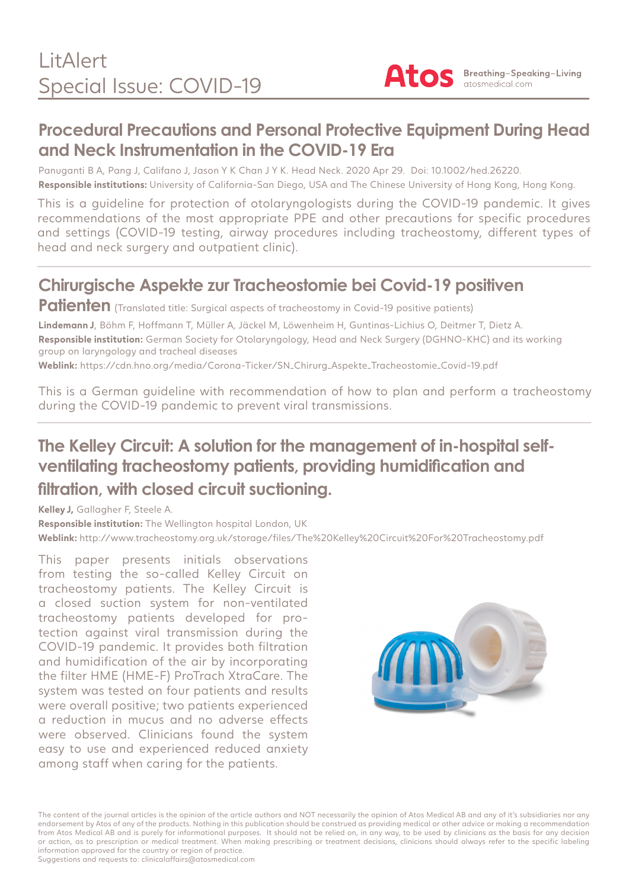# LitAlert
# Special Issue: COVID-19

**Atos** Breathing–Speaking–Living
atosmedical.com

## Procedural Precautions and Personal Protective Equipment During Head and Neck Instrumentation in the COVID-19 Era

Panuganti B A, Pang J, Califano J, Jason Y K Chan J Y K. Head Neck. 2020 Apr 29. Doi: 10.1002/hed.26220.
**Responsible institutions:** University of California-San Diego, USA and The Chinese University of Hong Kong, Hong Kong.

This is a guideline for protection of otolaryngologists during the COVID-19 pandemic. It gives recommendations of the most appropriate PPE and other precautions for specific procedures and settings (COVID-19 testing, airway procedures including tracheostomy, different types of head and neck surgery and outpatient clinic).

## Chirurgische Aspekte zur Tracheostomie bei Covid-19 positiven Patienten (Translated title: Surgical aspects of tracheostomy in Covid-19 positive patients)

**Lindemann J**, Böhm F, Hoffmann T, Müller A, Jäckel M, Löwenheim H, Guntinas-Lichius O, Deitmer T, Dietz A.
**Responsible institution:** German Society for Otolaryngology, Head and Neck Surgery (DGHNO-KHC) and its working group on laryngology and tracheal diseases
**Weblink:** https://cdn.hno.org/media/Corona-Ticker/SN_Chirurg_Aspekte_Tracheostomie_Covid-19.pdf

This is a German guideline with recommendation of how to plan and perform a tracheostomy during the COVID-19 pandemic to prevent viral transmissions.

## The Kelley Circuit: A solution for the management of in-hospital self-ventilating tracheostomy patients, providing humidification and filtration, with closed circuit suctioning.

**Kelley J,** Gallagher F, Steele A.
**Responsible institution:** The Wellington hospital London, UK
**Weblink:** http://www.tracheostomy.org.uk/storage/files/The%20Kelley%20Circuit%20For%20Tracheostomy.pdf

This paper presents initials observations from testing the so-called Kelley Circuit on tracheostomy patients. The Kelley Circuit is a closed suction system for non-ventilated tracheostomy patients developed for protection against viral transmission during the COVID-19 pandemic. It provides both filtration and humidification of the air by incorporating the filter HME (HME-F) ProTrach XtraCare. The system was tested on four patients and results were overall positive; two patients experienced a reduction in mucus and no adverse effects were observed. Clinicians found the system easy to use and experienced reduced anxiety among staff when caring for the patients.

The content of the journal articles is the opinion of the article authors and NOT necessarily the opinion of Atos Medical AB and any of it's subsidiaries nor any endorsement by Atos of any of the products. Nothing in this publication should be construed as providing medical or other advice or making a recommendation from Atos Medical AB and is purely for informational purposes. It should not be relied on, in any way, to be used by clinicians as the basis for any decision or action, as to prescription or medical treatment. When making prescribing or treatment decisions, clinicians should always refer to the specific labeling information approved for the country or region of practice.
Suggestions and requests to: clinicalaffairs@atosmedical.com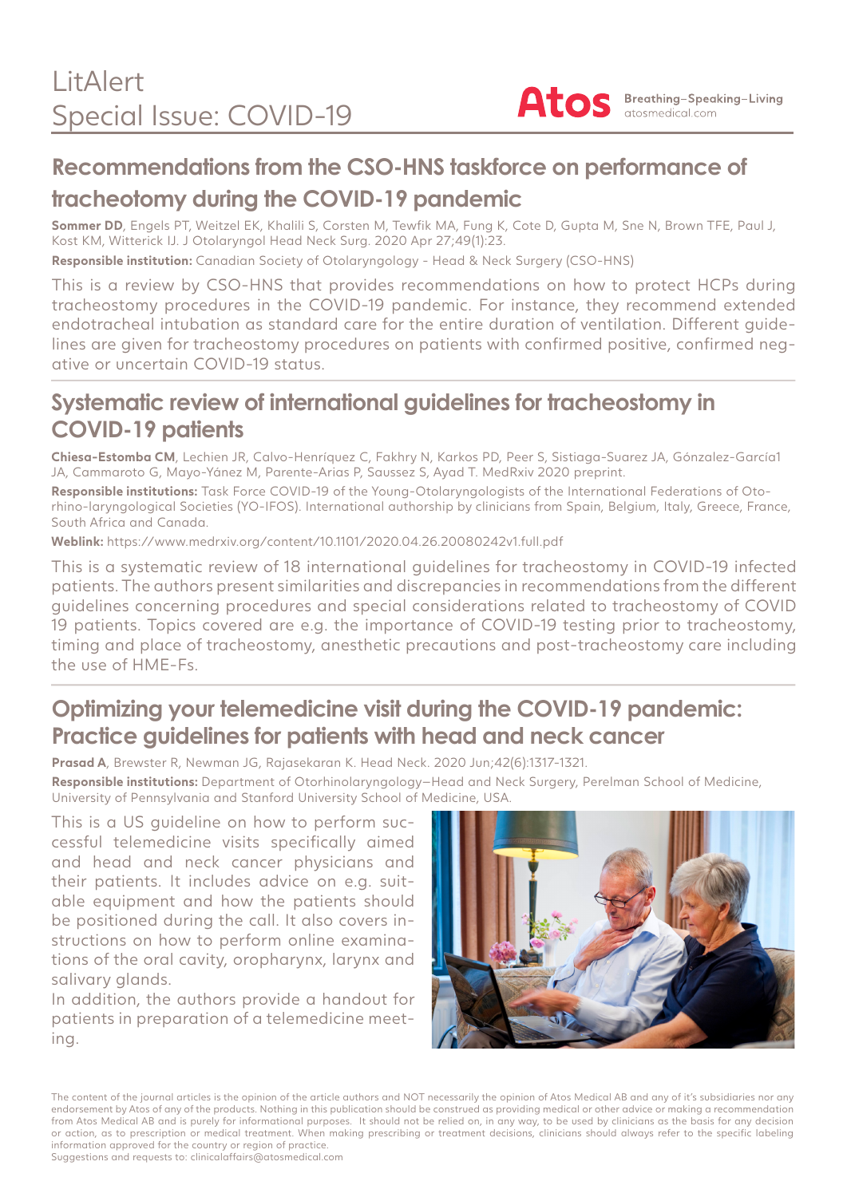# LitAlert
# Special Issue: COVID-19

## Recommendations from the CSO-HNS taskforce on performance of tracheotomy during the COVID-19 pandemic

**Sommer DD**, Engels PT, Weitzel EK, Khalili S, Corsten M, Tewfik MA, Fung K, Cote D, Gupta M, Sne N, Brown TFE, Paul J, Kost KM, Witterick IJ. J Otolaryngol Head Neck Surg. 2020 Apr 27;49(1):23.

**Responsible institution:** Canadian Society of Otolaryngology - Head & Neck Surgery (CSO-HNS)

This is a review by CSO-HNS that provides recommendations on how to protect HCPs during tracheostomy procedures in the COVID-19 pandemic. For instance, they recommend extended endotracheal intubation as standard care for the entire duration of ventilation. Different guidelines are given for tracheostomy procedures on patients with confirmed positive, confirmed negative or uncertain COVID-19 status.

## Systematic review of international guidelines for tracheostomy in COVID-19 patients

**Chiesa-Estomba CM**, Lechien JR, Calvo-Henríquez C, Fakhry N, Karkos PD, Peer S, Sistiaga-Suarez JA, Gónzalez-García1 JA, Cammaroto G, Mayo-Yánez M, Parente-Arias P, Saussez S, Ayad T. MedRxiv 2020 preprint.

**Responsible institutions:** Task Force COVID-19 of the Young-Otolaryngologists of the International Federations of Oto-rhino-laryngological Societies (YO-IFOS). International authorship by clinicians from Spain, Belgium, Italy, Greece, France, South Africa and Canada.

**Weblink:** https://www.medrxiv.org/content/10.1101/2020.04.26.20080242v1.full.pdf

This is a systematic review of 18 international guidelines for tracheostomy in COVID-19 infected patients. The authors present similarities and discrepancies in recommendations from the different guidelines concerning procedures and special considerations related to tracheostomy of COVID 19 patients. Topics covered are e.g. the importance of COVID-19 testing prior to tracheostomy, timing and place of tracheostomy, anesthetic precautions and post-tracheostomy care including the use of HME-Fs.

## Optimizing your telemedicine visit during the COVID-19 pandemic: Practice guidelines for patients with head and neck cancer

**Prasad A**, Brewster R, Newman JG, Rajasekaran K. Head Neck. 2020 Jun;42(6):1317-1321.

**Responsible institutions:** Department of Otorhinolaryngology−Head and Neck Surgery, Perelman School of Medicine, University of Pennsylvania and Stanford University School of Medicine, USA.

This is a US guideline on how to perform successful telemedicine visits specifically aimed and head and neck cancer physicians and their patients. It includes advice on e.g. suitable equipment and how the patients should be positioned during the call. It also covers instructions on how to perform online examinations of the oral cavity, oropharynx, larynx and salivary glands.

In addition, the authors provide a handout for patients in preparation of a telemedicine meeting.

The content of the journal articles is the opinion of the article authors and NOT necessarily the opinion of Atos Medical AB and any of it's subsidiaries nor any endorsement by Atos of any of the products. Nothing in this publication should be construed as providing medical or other advice or making a recommendation from Atos Medical AB and is purely for informational purposes. It should not be relied on, in any way, to be used by clinicians as the basis for any decision or action, as to prescription or medical treatment. When making prescribing or treatment decisions, clinicians should always refer to the specific labeling information approved for the country or region of practice.

Suggestions and requests to: clinicalaffairs@atosmedical.com